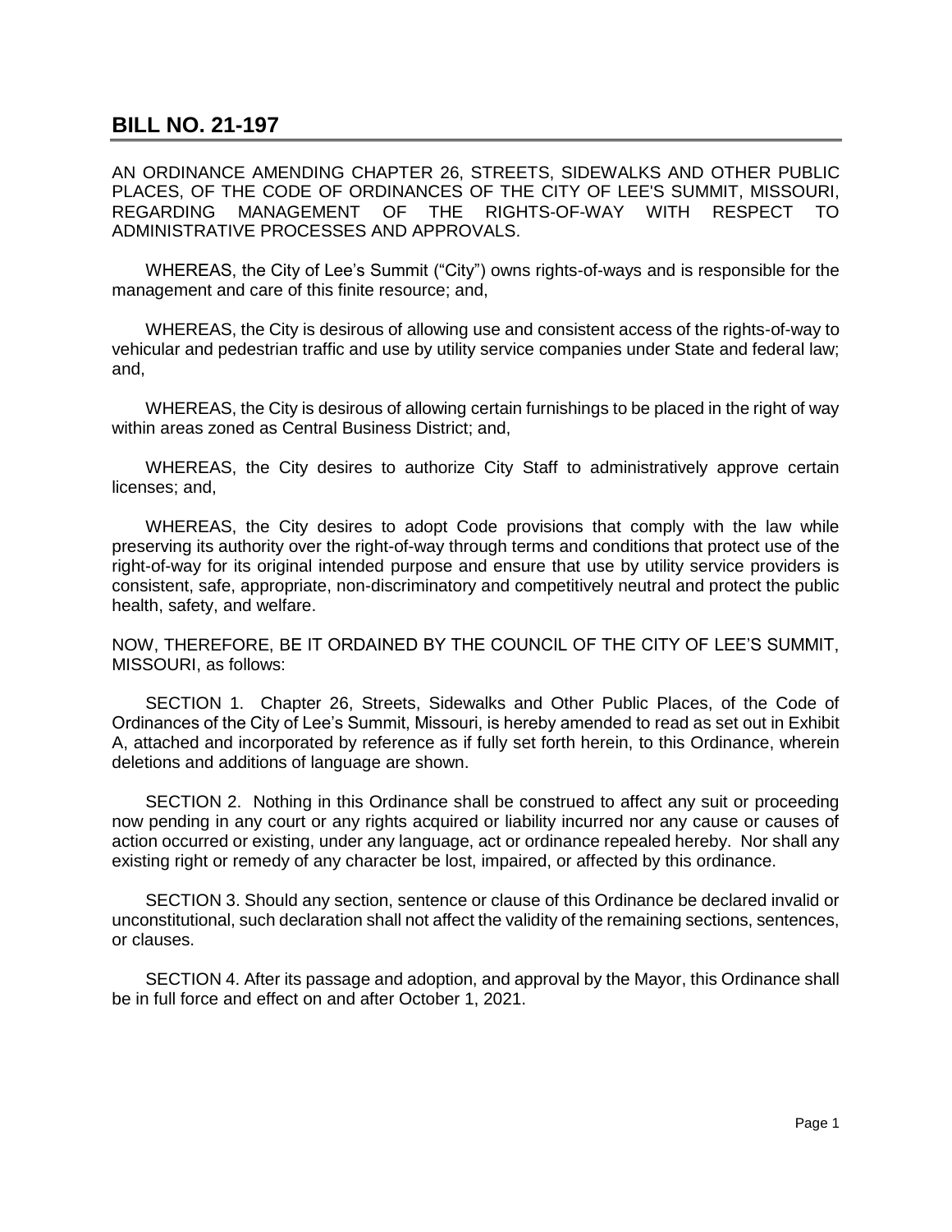# BILL NO. 21-197

AN ORDINANCE AMENDING CHAPTER 26, STREETS, SIDEWALKS AND OTHER PUBLIC PLACES, OF THE CODE OF ORDINANCES OF THE CITY OF LEE'S SUMMIT, MISSOURI, REGARDING MANAGEMENT OF THE RIGHTS-OF-WAY WITH RESPECT TO ADMINISTRATIVE PROCESSES AND APPROVALS.

WHEREAS, the City of Lee's Summit ("City") owns rights-of-ways and is responsible for the management and care of this finite resource; and,

WHEREAS, the City is desirous of allowing use and consistent access of the rights-of-way to vehicular and pedestrian traffic and use by utility service companies under State and federal law; and,

WHEREAS, the City is desirous of allowing certain furnishings to be placed in the right of way within areas zoned as Central Business District; and,

WHEREAS, the City desires to authorize City Staff to administratively approve certain licenses; and,

WHEREAS, the City desires to adopt Code provisions that comply with the law while preserving its authority over the right-of-way through terms and conditions that protect use of the right-of-way for its original intended purpose and ensure that use by utility service providers is consistent, safe, appropriate, non-discriminatory and competitively neutral and protect the public health, safety, and welfare.

NOW, THEREFORE, BE IT ORDAINED BY THE COUNCIL OF THE CITY OF LEE'S SUMMIT, MISSOURI, as follows:

SECTION 1. Chapter 26, Streets, Sidewalks and Other Public Places, of the Code of Ordinances of the City of Lee's Summit, Missouri, is hereby amended to read as set out in Exhibit A, attached and incorporated by reference as if fully set forth herein, to this Ordinance, wherein deletions and additions of language are shown.

SECTION 2. Nothing in this Ordinance shall be construed to affect any suit or proceeding now pending in any court or any rights acquired or liability incurred nor any cause or causes of action occurred or existing, under any language, act or ordinance repealed hereby. Nor shall any existing right or remedy of any character be lost, impaired, or affected by this ordinance.

SECTION 3. Should any section, sentence or clause of this Ordinance be declared invalid or unconstitutional, such declaration shall not affect the validity of the remaining sections, sentences, or clauses.

SECTION 4. After its passage and adoption, and approval by the Mayor, this Ordinance shall be in full force and effect on and after October 1, 2021.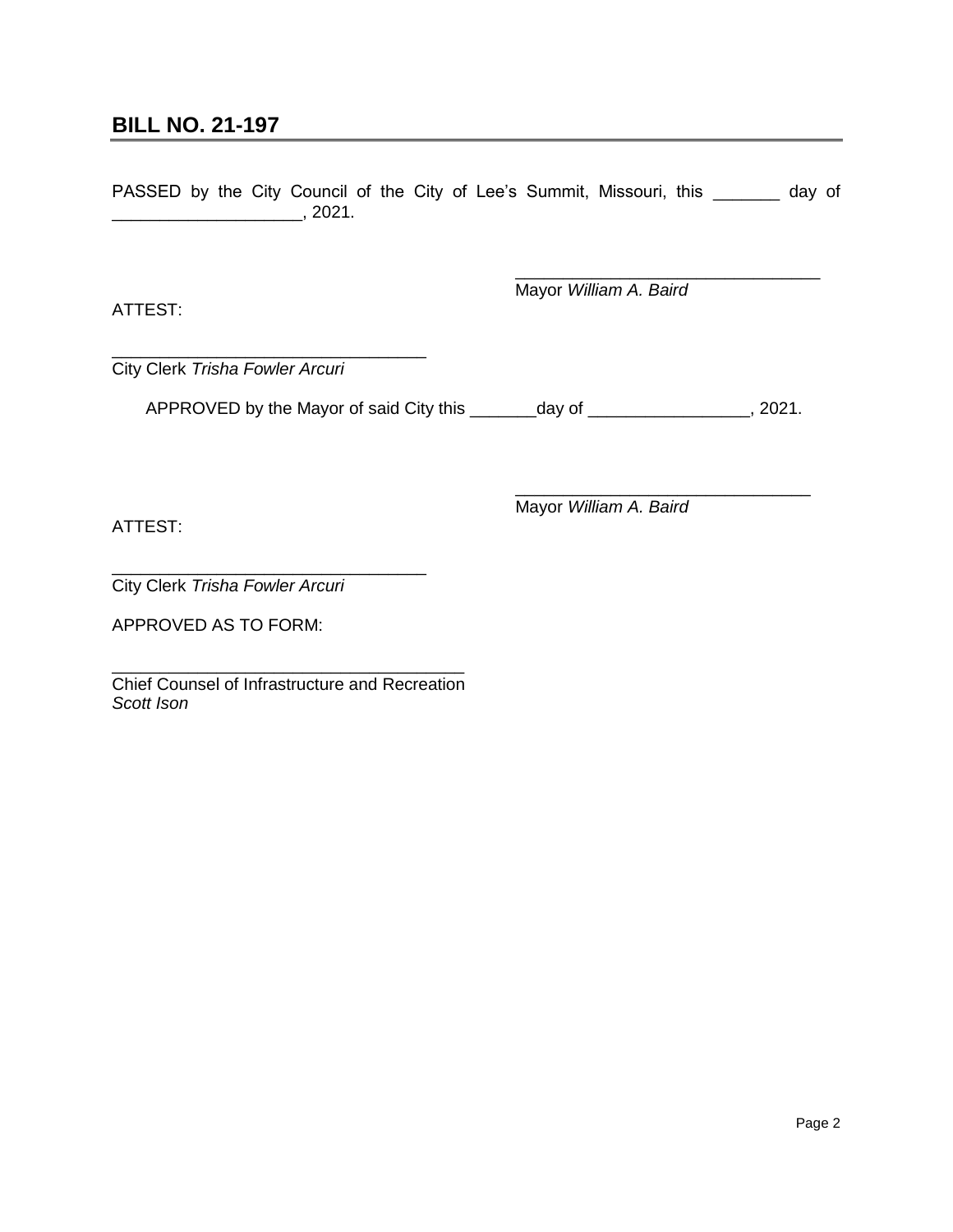## BILL NO. 21-197

PASSED by the City Council of the City of Lee's Summit, Missouri, this _______ day of ____________________, 2021.

_________________________________
Mayor *William A. Baird*

ATTEST:

_________________________________
City Clerk *Trisha Fowler Arcuri*

APPROVED by the Mayor of said City this _______day of _________________, 2021.

_________________________________
Mayor *William A. Baird*

ATTEST:

_________________________________
City Clerk *Trisha Fowler Arcuri*

APPROVED AS TO FORM:

_____________________________________
Chief Counsel of Infrastructure and Recreation
*Scott Ison*